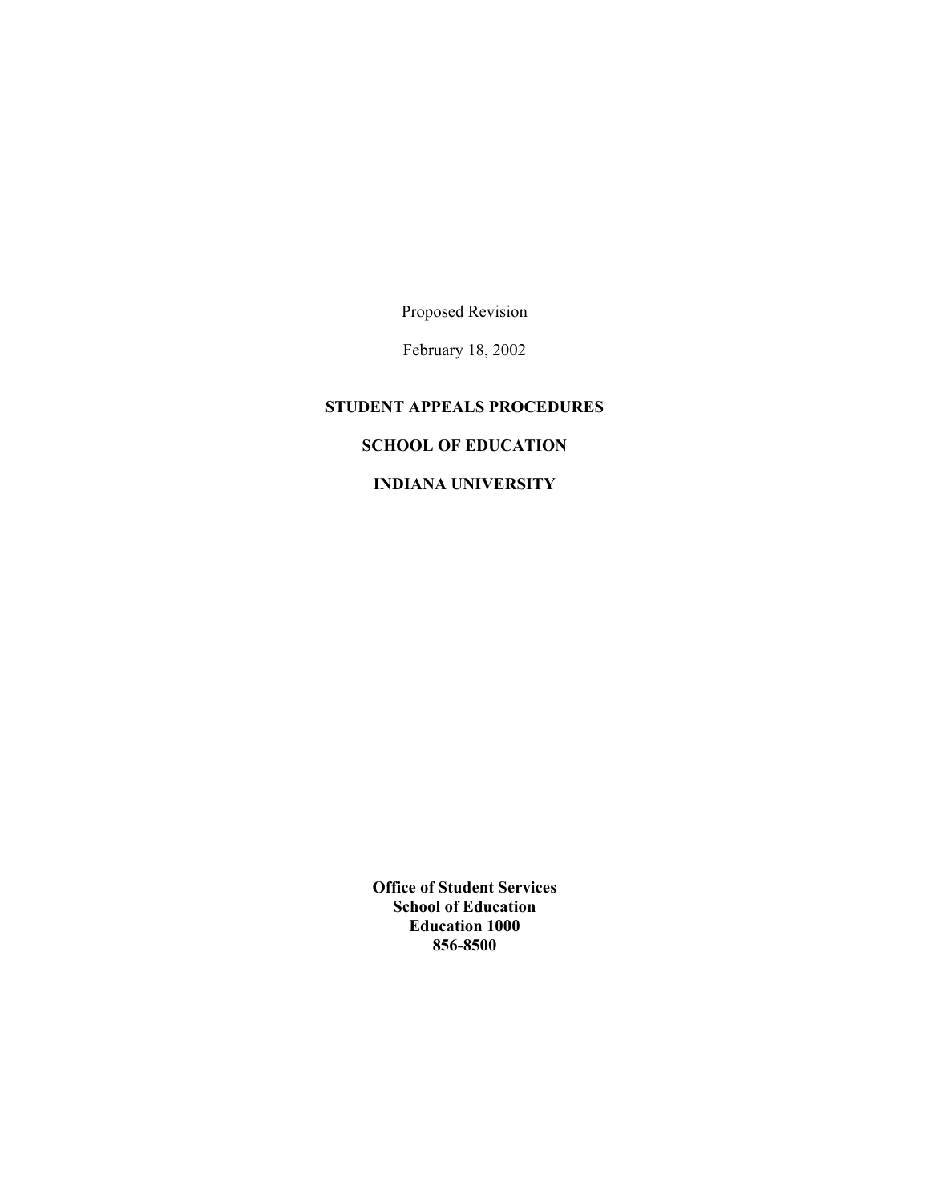Proposed Revision

February 18, 2002

# STUDENT APPEALS PROCEDURES

# SCHOOL OF EDUCATION

# INDIANA UNIVERSITY

**Office of Student Services**
**School of Education**
**Education 1000**
**856-8500**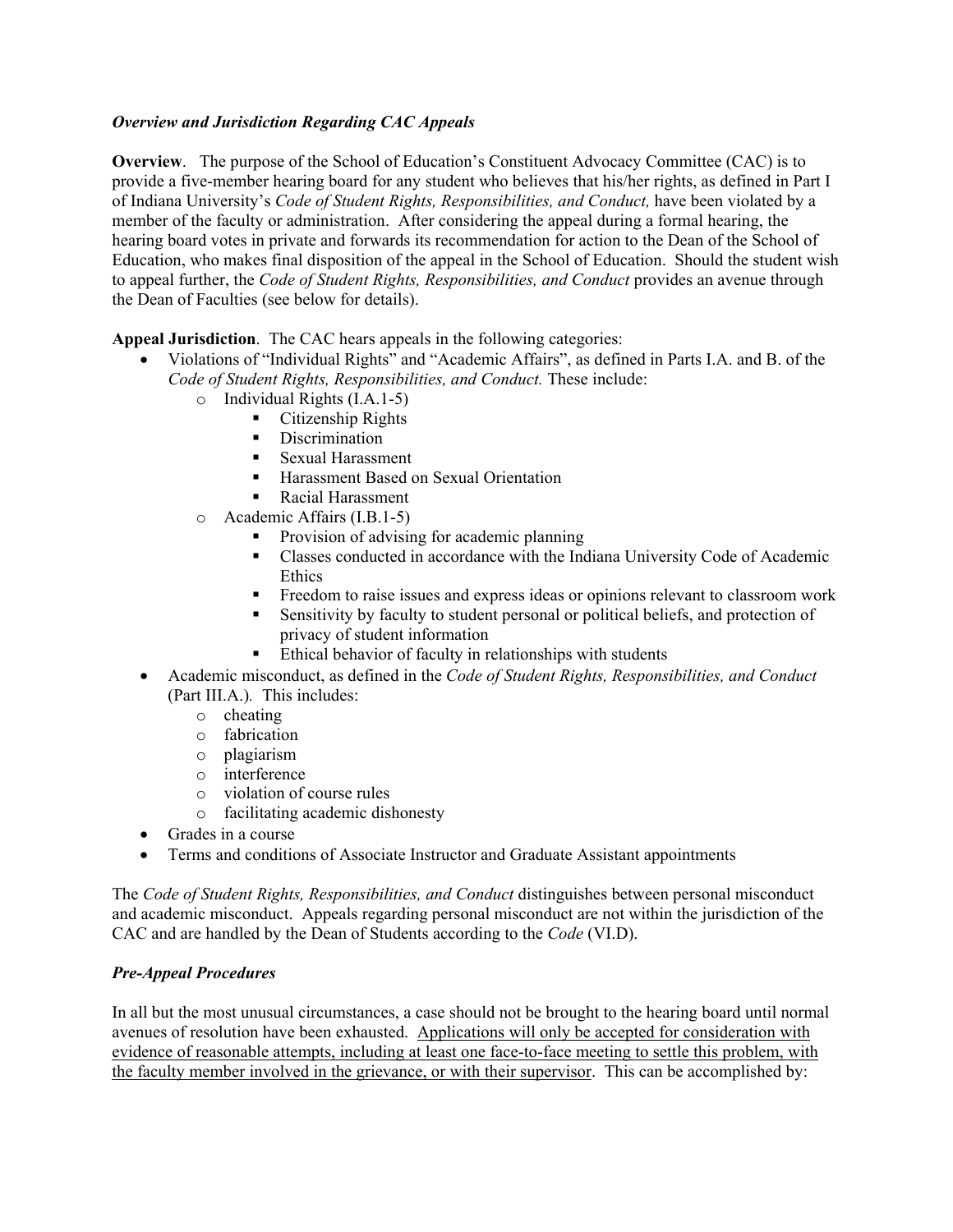***Overview and Jurisdiction Regarding CAC Appeals***

**Overview**. The purpose of the School of Education's Constituent Advocacy Committee (CAC) is to provide a five-member hearing board for any student who believes that his/her rights, as defined in Part I of Indiana University's *Code of Student Rights, Responsibilities, and Conduct,* have been violated by a member of the faculty or administration. After considering the appeal during a formal hearing, the hearing board votes in private and forwards its recommendation for action to the Dean of the School of Education, who makes final disposition of the appeal in the School of Education. Should the student wish to appeal further, the *Code of Student Rights, Responsibilities, and Conduct* provides an avenue through the Dean of Faculties (see below for details).

**Appeal Jurisdiction**. The CAC hears appeals in the following categories:

- Violations of "Individual Rights" and "Academic Affairs", as defined in Parts I.A. and B. of the *Code of Student Rights, Responsibilities, and Conduct.* These include:
  - Individual Rights (I.A.1-5)
    - Citizenship Rights
    - Discrimination
    - Sexual Harassment
    - Harassment Based on Sexual Orientation
    - Racial Harassment
  - Academic Affairs (I.B.1-5)
    - Provision of advising for academic planning
    - Classes conducted in accordance with the Indiana University Code of Academic Ethics
    - Freedom to raise issues and express ideas or opinions relevant to classroom work
    - Sensitivity by faculty to student personal or political beliefs, and protection of privacy of student information
    - Ethical behavior of faculty in relationships with students
- Academic misconduct, as defined in the *Code of Student Rights, Responsibilities, and Conduct* (Part III.A.). This includes:
  - cheating
  - fabrication
  - plagiarism
  - interference
  - violation of course rules
  - facilitating academic dishonesty
- Grades in a course
- Terms and conditions of Associate Instructor and Graduate Assistant appointments

The *Code of Student Rights, Responsibilities, and Conduct* distinguishes between personal misconduct and academic misconduct. Appeals regarding personal misconduct are not within the jurisdiction of the CAC and are handled by the Dean of Students according to the *Code* (VI.D).

***Pre-Appeal Procedures***

In all but the most unusual circumstances, a case should not be brought to the hearing board until normal avenues of resolution have been exhausted. <u>Applications will only be accepted for consideration with evidence of reasonable attempts, including at least one face-to-face meeting to settle this problem, with the faculty member involved in the grievance, or with their supervisor</u>. This can be accomplished by: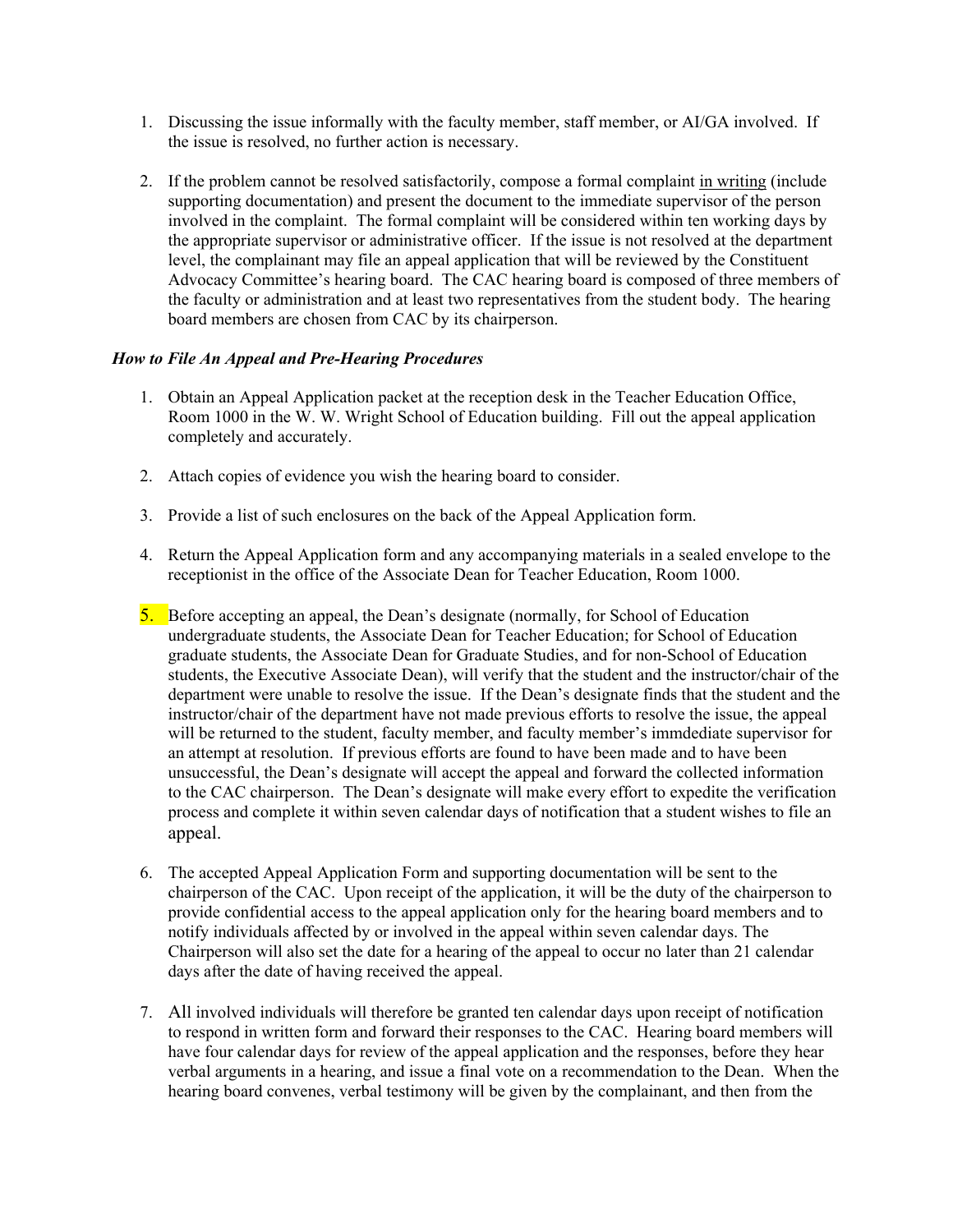1. Discussing the issue informally with the faculty member, staff member, or AI/GA involved. If the issue is resolved, no further action is necessary.

2. If the problem cannot be resolved satisfactorily, compose a formal complaint in writing (include supporting documentation) and present the document to the immediate supervisor of the person involved in the complaint. The formal complaint will be considered within ten working days by the appropriate supervisor or administrative officer. If the issue is not resolved at the department level, the complainant may file an appeal application that will be reviewed by the Constituent Advocacy Committee's hearing board. The CAC hearing board is composed of three members of the faculty or administration and at least two representatives from the student body. The hearing board members are chosen from CAC by its chairperson.

### *How to File An Appeal and Pre-Hearing Procedures*

1. Obtain an Appeal Application packet at the reception desk in the Teacher Education Office, Room 1000 in the W. W. Wright School of Education building. Fill out the appeal application completely and accurately.

2. Attach copies of evidence you wish the hearing board to consider.

3. Provide a list of such enclosures on the back of the Appeal Application form.

4. Return the Appeal Application form and any accompanying materials in a sealed envelope to the receptionist in the office of the Associate Dean for Teacher Education, Room 1000.

5. Before accepting an appeal, the Dean's designate (normally, for School of Education undergraduate students, the Associate Dean for Teacher Education; for School of Education graduate students, the Associate Dean for Graduate Studies, and for non-School of Education students, the Executive Associate Dean), will verify that the student and the instructor/chair of the department were unable to resolve the issue. If the Dean's designate finds that the student and the instructor/chair of the department have not made previous efforts to resolve the issue, the appeal will be returned to the student, faculty member, and faculty member's immdediate supervisor for an attempt at resolution. If previous efforts are found to have been made and to have been unsuccessful, the Dean's designate will accept the appeal and forward the collected information to the CAC chairperson. The Dean's designate will make every effort to expedite the verification process and complete it within seven calendar days of notification that a student wishes to file an appeal.

6. The accepted Appeal Application Form and supporting documentation will be sent to the chairperson of the CAC. Upon receipt of the application, it will be the duty of the chairperson to provide confidential access to the appeal application only for the hearing board members and to notify individuals affected by or involved in the appeal within seven calendar days. The Chairperson will also set the date for a hearing of the appeal to occur no later than 21 calendar days after the date of having received the appeal.

7. All involved individuals will therefore be granted ten calendar days upon receipt of notification to respond in written form and forward their responses to the CAC. Hearing board members will have four calendar days for review of the appeal application and the responses, before they hear verbal arguments in a hearing, and issue a final vote on a recommendation to the Dean. When the hearing board convenes, verbal testimony will be given by the complainant, and then from the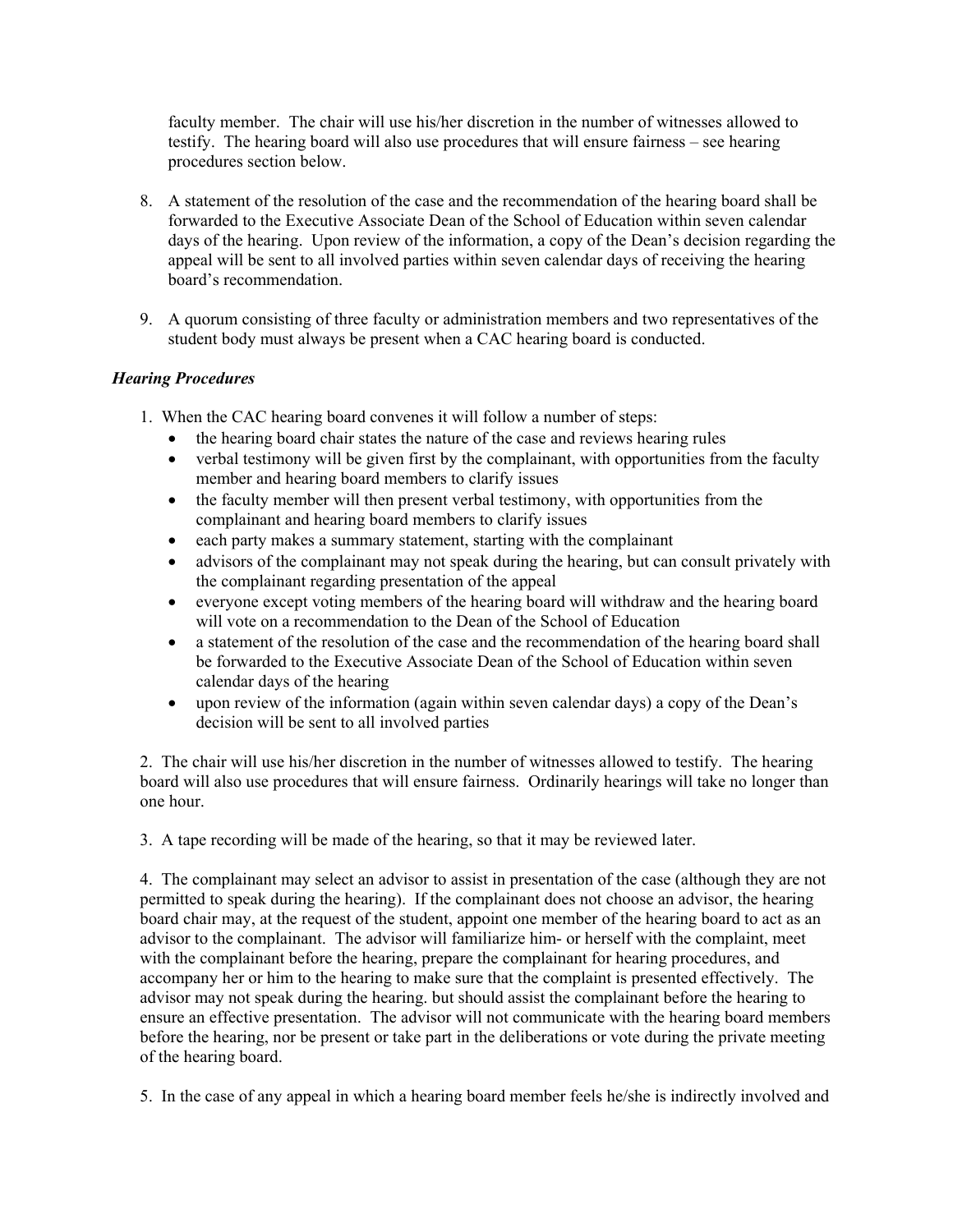faculty member. The chair will use his/her discretion in the number of witnesses allowed to testify. The hearing board will also use procedures that will ensure fairness – see hearing procedures section below.

8. A statement of the resolution of the case and the recommendation of the hearing board shall be forwarded to the Executive Associate Dean of the School of Education within seven calendar days of the hearing. Upon review of the information, a copy of the Dean's decision regarding the appeal will be sent to all involved parties within seven calendar days of receiving the hearing board's recommendation.

9. A quorum consisting of three faculty or administration members and two representatives of the student body must always be present when a CAC hearing board is conducted.

### *Hearing Procedures*

1. When the CAC hearing board convenes it will follow a number of steps:
   - the hearing board chair states the nature of the case and reviews hearing rules
   - verbal testimony will be given first by the complainant, with opportunities from the faculty member and hearing board members to clarify issues
   - the faculty member will then present verbal testimony, with opportunities from the complainant and hearing board members to clarify issues
   - each party makes a summary statement, starting with the complainant
   - advisors of the complainant may not speak during the hearing, but can consult privately with the complainant regarding presentation of the appeal
   - everyone except voting members of the hearing board will withdraw and the hearing board will vote on a recommendation to the Dean of the School of Education
   - a statement of the resolution of the case and the recommendation of the hearing board shall be forwarded to the Executive Associate Dean of the School of Education within seven calendar days of the hearing
   - upon review of the information (again within seven calendar days) a copy of the Dean's decision will be sent to all involved parties

2. The chair will use his/her discretion in the number of witnesses allowed to testify. The hearing board will also use procedures that will ensure fairness. Ordinarily hearings will take no longer than one hour.

3. A tape recording will be made of the hearing, so that it may be reviewed later.

4. The complainant may select an advisor to assist in presentation of the case (although they are not permitted to speak during the hearing). If the complainant does not choose an advisor, the hearing board chair may, at the request of the student, appoint one member of the hearing board to act as an advisor to the complainant. The advisor will familiarize him- or herself with the complaint, meet with the complainant before the hearing, prepare the complainant for hearing procedures, and accompany her or him to the hearing to make sure that the complaint is presented effectively. The advisor may not speak during the hearing. but should assist the complainant before the hearing to ensure an effective presentation. The advisor will not communicate with the hearing board members before the hearing, nor be present or take part in the deliberations or vote during the private meeting of the hearing board.

5. In the case of any appeal in which a hearing board member feels he/she is indirectly involved and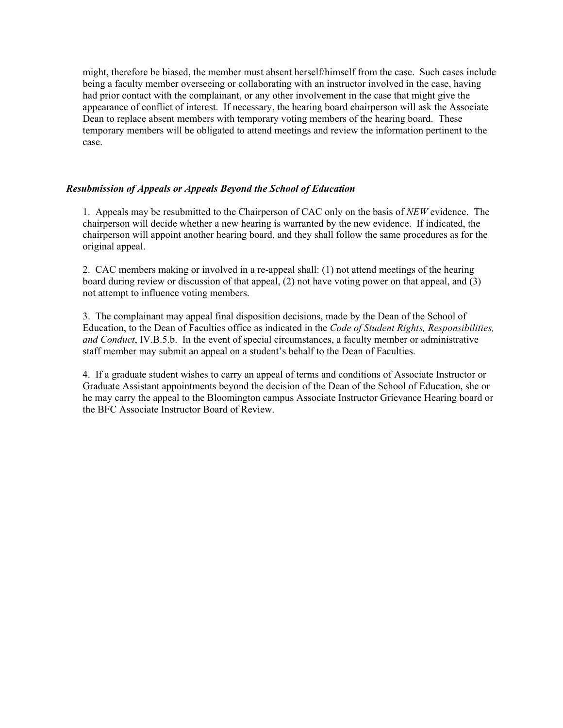might, therefore be biased, the member must absent herself/himself from the case. Such cases include being a faculty member overseeing or collaborating with an instructor involved in the case, having had prior contact with the complainant, or any other involvement in the case that might give the appearance of conflict of interest. If necessary, the hearing board chairperson will ask the Associate Dean to replace absent members with temporary voting members of the hearing board. These temporary members will be obligated to attend meetings and review the information pertinent to the case.

### *Resubmission of Appeals or Appeals Beyond the School of Education*

1. Appeals may be resubmitted to the Chairperson of CAC only on the basis of *NEW* evidence. The chairperson will decide whether a new hearing is warranted by the new evidence. If indicated, the chairperson will appoint another hearing board, and they shall follow the same procedures as for the original appeal.

2. CAC members making or involved in a re-appeal shall: (1) not attend meetings of the hearing board during review or discussion of that appeal, (2) not have voting power on that appeal, and (3) not attempt to influence voting members.

3. The complainant may appeal final disposition decisions, made by the Dean of the School of Education, to the Dean of Faculties office as indicated in the *Code of Student Rights, Responsibilities, and Conduct*, IV.B.5.b. In the event of special circumstances, a faculty member or administrative staff member may submit an appeal on a student's behalf to the Dean of Faculties.

4. If a graduate student wishes to carry an appeal of terms and conditions of Associate Instructor or Graduate Assistant appointments beyond the decision of the Dean of the School of Education, she or he may carry the appeal to the Bloomington campus Associate Instructor Grievance Hearing board or the BFC Associate Instructor Board of Review.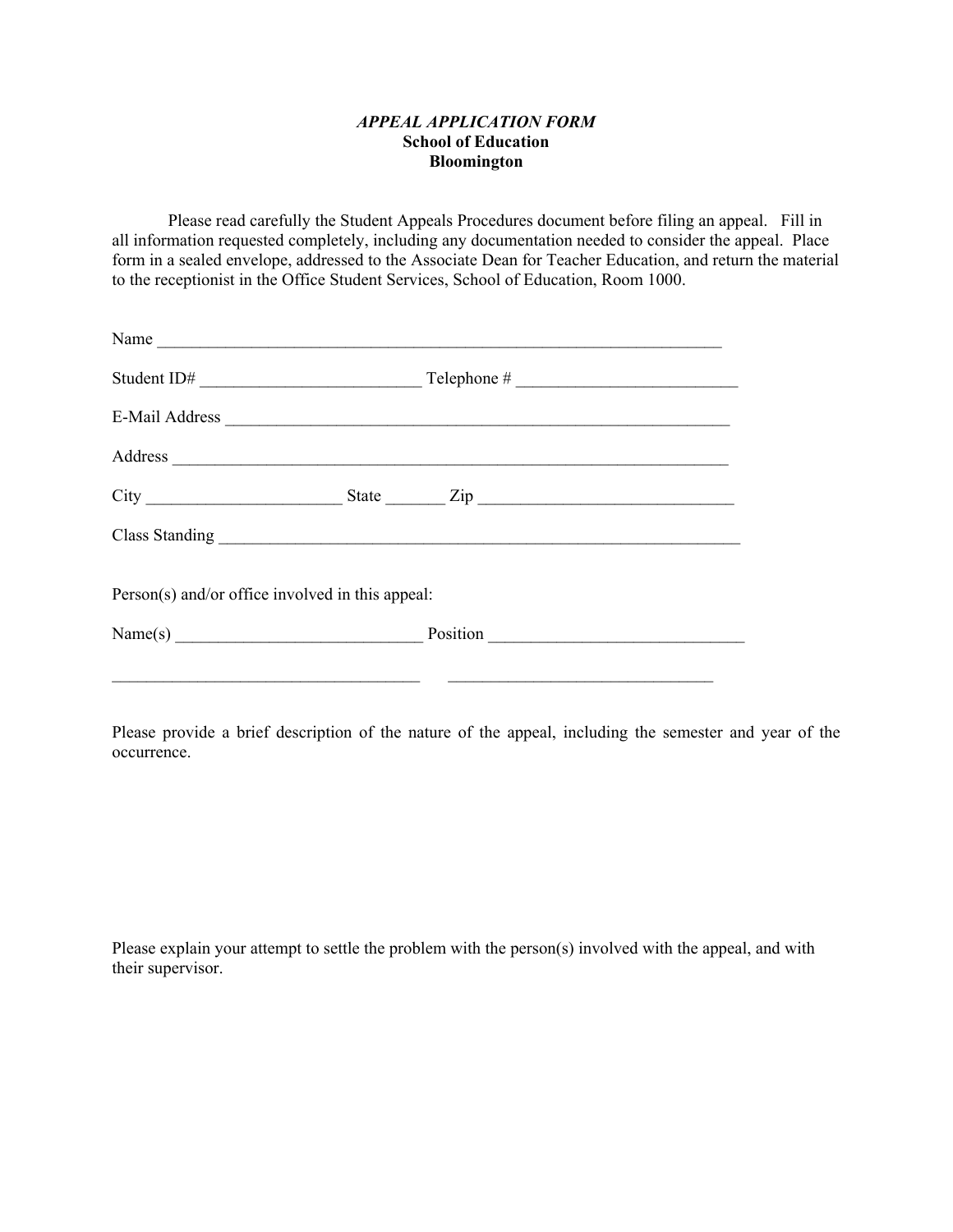***APPEAL APPLICATION FORM***

**School of Education**

**Bloomington**

Please read carefully the Student Appeals Procedures document before filing an appeal. Fill in all information requested completely, including any documentation needed to consider the appeal. Place form in a sealed envelope, addressed to the Associate Dean for Teacher Education, and return the material to the receptionist in the Office Student Services, School of Education, Room 1000.

Name ______________________________________________________________________

Student ID# __________________________ Telephone # __________________________

E-Mail Address ______________________________________________________________

Address ____________________________________________________________________

City _______________________ State _______ Zip ______________________________

Class Standing _______________________________________________________________

Person(s) and/or office involved in this appeal:

Name(s) _____________________________ Position ______________________________

____________________________________ _______________________________

Please provide a brief description of the nature of the appeal, including the semester and year of the occurrence.

Please explain your attempt to settle the problem with the person(s) involved with the appeal, and with their supervisor.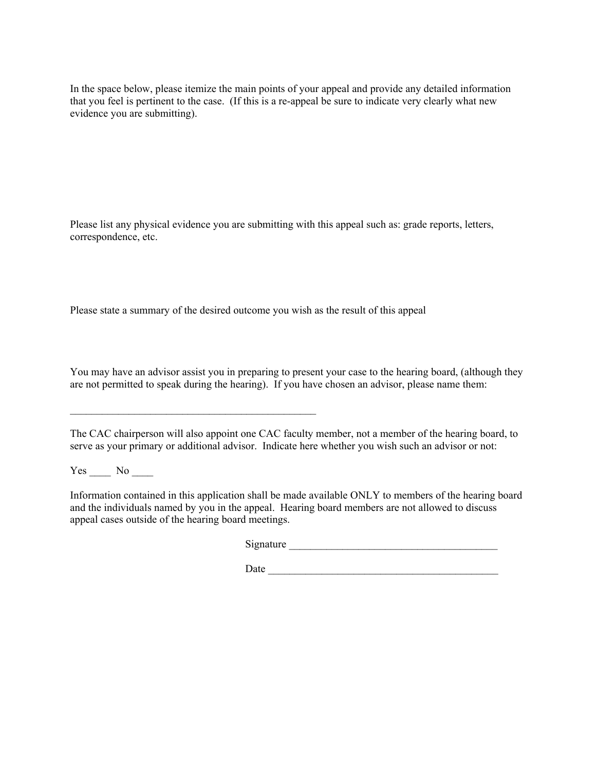In the space below, please itemize the main points of your appeal and provide any detailed information that you feel is pertinent to the case. (If this is a re-appeal be sure to indicate very clearly what new evidence you are submitting).

Please list any physical evidence you are submitting with this appeal such as: grade reports, letters, correspondence, etc.

Please state a summary of the desired outcome you wish as the result of this appeal

You may have an advisor assist you in preparing to present your case to the hearing board, (although they are not permitted to speak during the hearing). If you have chosen an advisor, please name them:

_______________________________________________

The CAC chairperson will also appoint one CAC faculty member, not a member of the hearing board, to serve as your primary or additional advisor. Indicate here whether you wish such an advisor or not:

Yes ____ No ____

Information contained in this application shall be made available ONLY to members of the hearing board and the individuals named by you in the appeal. Hearing board members are not allowed to discuss appeal cases outside of the hearing board meetings.

Signature _______________________________________

Date ____________________________________________